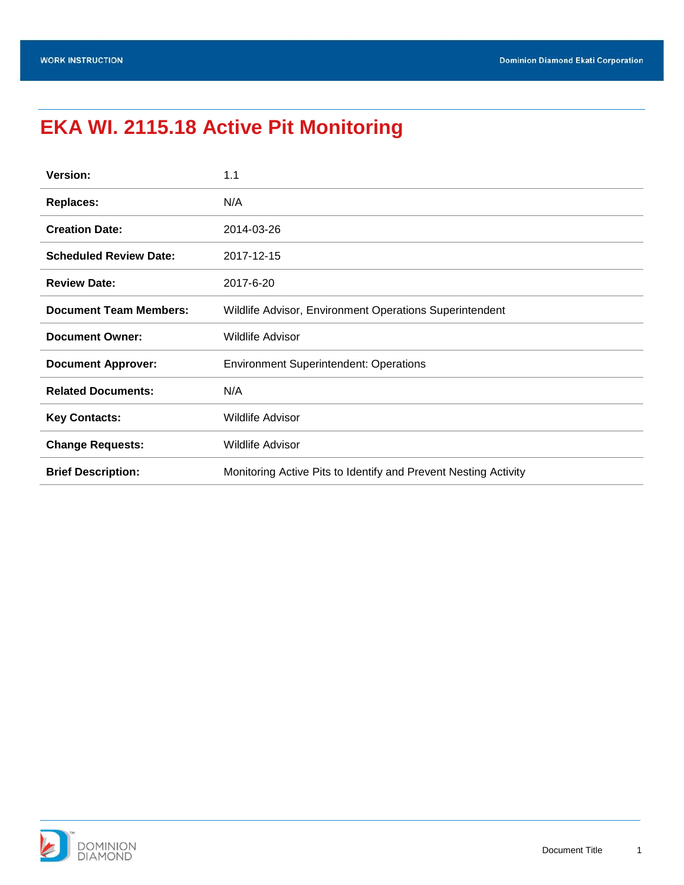# EKA WI. 2115.18 Active Pit Monitoring

| | |
|---|---|
| **Version:** | 1.1 |
| **Replaces:** | N/A |
| **Creation Date:** | 2014-03-26 |
| **Scheduled Review Date:** | 2017-12-15 |
| **Review Date:** | 2017-6-20 |
| **Document Team Members:** | Wildlife Advisor, Environment Operations Superintendent |
| **Document Owner:** | Wildlife Advisor |
| **Document Approver:** | Environment Superintendent: Operations |
| **Related Documents:** | N/A |
| **Key Contacts:** | Wildlife Advisor |
| **Change Requests:** | Wildlife Advisor |
| **Brief Description:** | Monitoring Active Pits to Identify and Prevent Nesting Activity |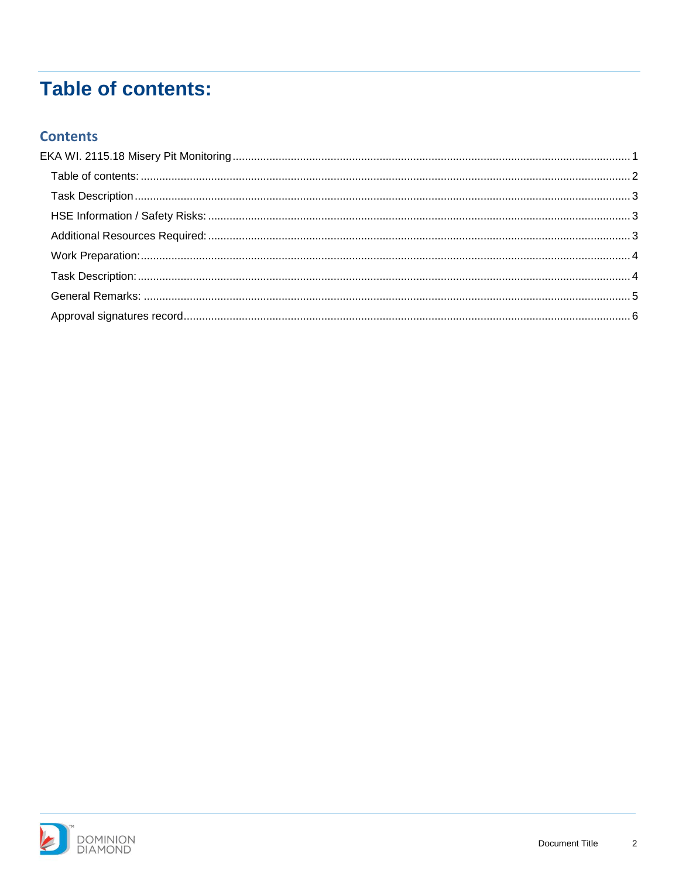# Table of contents:

## Contents

EKA WI. 2115.18 Misery Pit Monitoring .......... 1

- Table of contents: .......... 2
- Task Description .......... 3
- HSE Information / Safety Risks: .......... 3
- Additional Resources Required: .......... 3
- Work Preparation: .......... 4
- Task Description: .......... 4
- General Remarks: .......... 5
- Approval signatures record .......... 6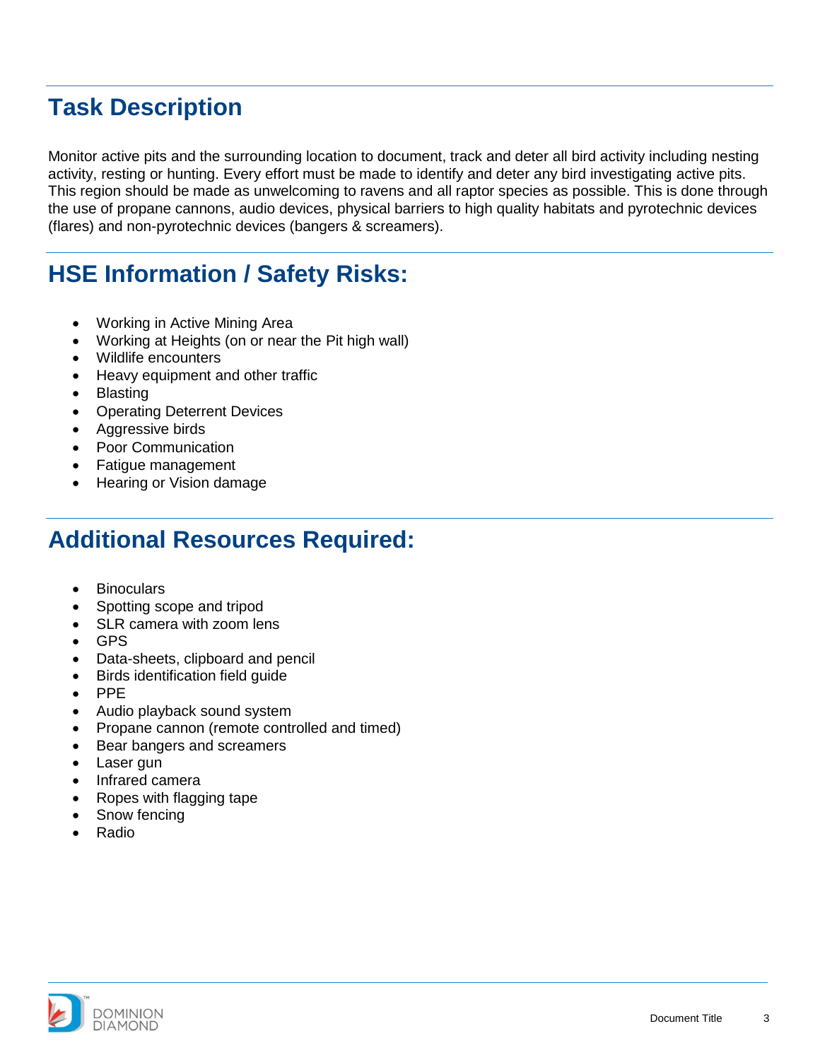## Task Description

Monitor active pits and the surrounding location to document, track and deter all bird activity including nesting activity, resting or hunting. Every effort must be made to identify and deter any bird investigating active pits. This region should be made as unwelcoming to ravens and all raptor species as possible. This is done through the use of propane cannons, audio devices, physical barriers to high quality habitats and pyrotechnic devices (flares) and non-pyrotechnic devices (bangers & screamers).

## HSE Information / Safety Risks:

- Working in Active Mining Area
- Working at Heights (on or near the Pit high wall)
- Wildlife encounters
- Heavy equipment and other traffic
- Blasting
- Operating Deterrent Devices
- Aggressive birds
- Poor Communication
- Fatigue management
- Hearing or Vision damage

## Additional Resources Required:

- Binoculars
- Spotting scope and tripod
- SLR camera with zoom lens
- GPS
- Data-sheets, clipboard and pencil
- Birds identification field guide
- PPE
- Audio playback sound system
- Propane cannon (remote controlled and timed)
- Bear bangers and screamers
- Laser gun
- Infrared camera
- Ropes with flagging tape
- Snow fencing
- Radio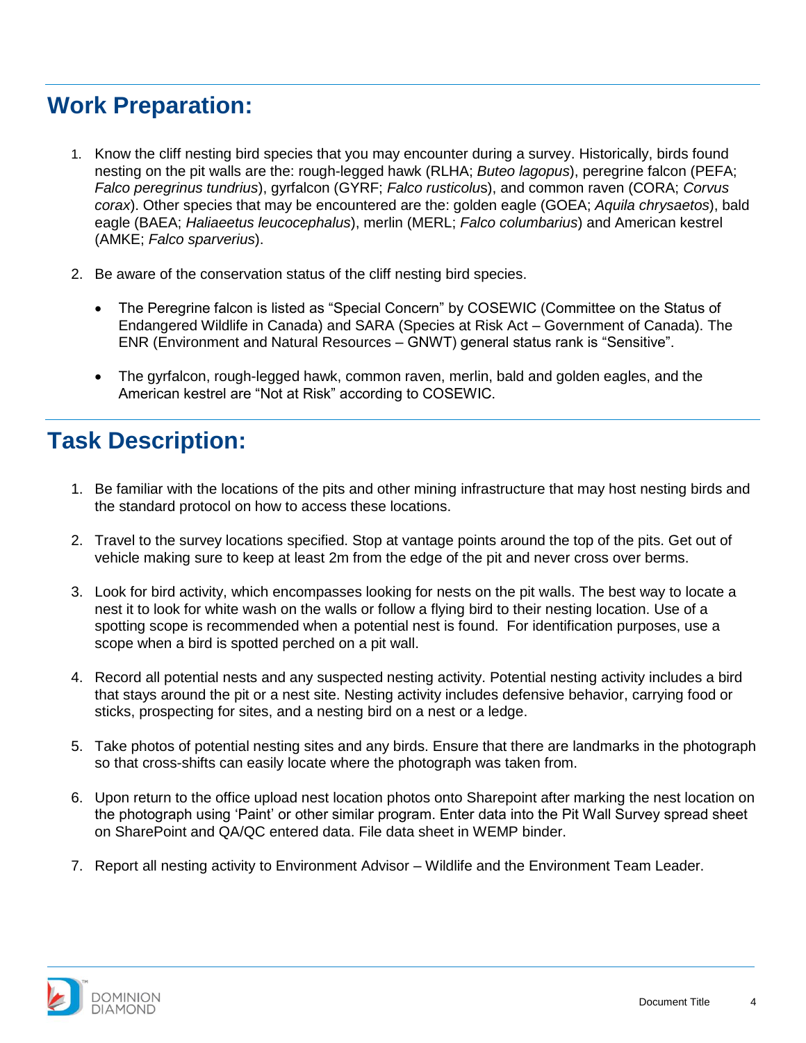## Work Preparation:

1. Know the cliff nesting bird species that you may encounter during a survey. Historically, birds found nesting on the pit walls are the: rough-legged hawk (RLHA; *Buteo lagopus*), peregrine falcon (PEFA; *Falco peregrinus tundrius*), gyrfalcon (GYRF; *Falco rusticolus*), and common raven (CORA; *Corvus corax*). Other species that may be encountered are the: golden eagle (GOEA; *Aquila chrysaetos*), bald eagle (BAEA; *Haliaeetus leucocephalus*), merlin (MERL; *Falco columbarius*) and American kestrel (AMKE; *Falco sparverius*).

2. Be aware of the conservation status of the cliff nesting bird species.

   - The Peregrine falcon is listed as "Special Concern" by COSEWIC (Committee on the Status of Endangered Wildlife in Canada) and SARA (Species at Risk Act – Government of Canada). The ENR (Environment and Natural Resources – GNWT) general status rank is "Sensitive".

   - The gyrfalcon, rough-legged hawk, common raven, merlin, bald and golden eagles, and the American kestrel are "Not at Risk" according to COSEWIC.

## Task Description:

1. Be familiar with the locations of the pits and other mining infrastructure that may host nesting birds and the standard protocol on how to access these locations.

2. Travel to the survey locations specified. Stop at vantage points around the top of the pits. Get out of vehicle making sure to keep at least 2m from the edge of the pit and never cross over berms.

3. Look for bird activity, which encompasses looking for nests on the pit walls. The best way to locate a nest it to look for white wash on the walls or follow a flying bird to their nesting location. Use of a spotting scope is recommended when a potential nest is found. For identification purposes, use a scope when a bird is spotted perched on a pit wall.

4. Record all potential nests and any suspected nesting activity. Potential nesting activity includes a bird that stays around the pit or a nest site. Nesting activity includes defensive behavior, carrying food or sticks, prospecting for sites, and a nesting bird on a nest or a ledge.

5. Take photos of potential nesting sites and any birds. Ensure that there are landmarks in the photograph so that cross-shifts can easily locate where the photograph was taken from.

6. Upon return to the office upload nest location photos onto Sharepoint after marking the nest location on the photograph using 'Paint' or other similar program. Enter data into the Pit Wall Survey spread sheet on SharePoint and QA/QC entered data. File data sheet in WEMP binder.

7. Report all nesting activity to Environment Advisor – Wildlife and the Environment Team Leader.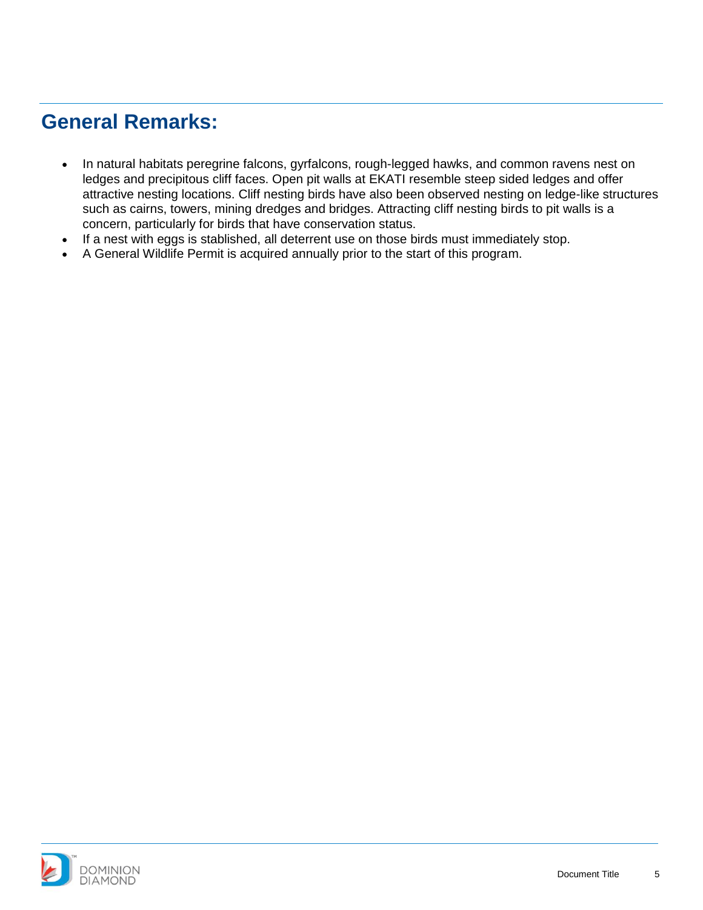## General Remarks:

- In natural habitats peregrine falcons, gyrfalcons, rough-legged hawks, and common ravens nest on ledges and precipitous cliff faces. Open pit walls at EKATI resemble steep sided ledges and offer attractive nesting locations. Cliff nesting birds have also been observed nesting on ledge-like structures such as cairns, towers, mining dredges and bridges. Attracting cliff nesting birds to pit walls is a concern, particularly for birds that have conservation status.
- If a nest with eggs is stablished, all deterrent use on those birds must immediately stop.
- A General Wildlife Permit is acquired annually prior to the start of this program.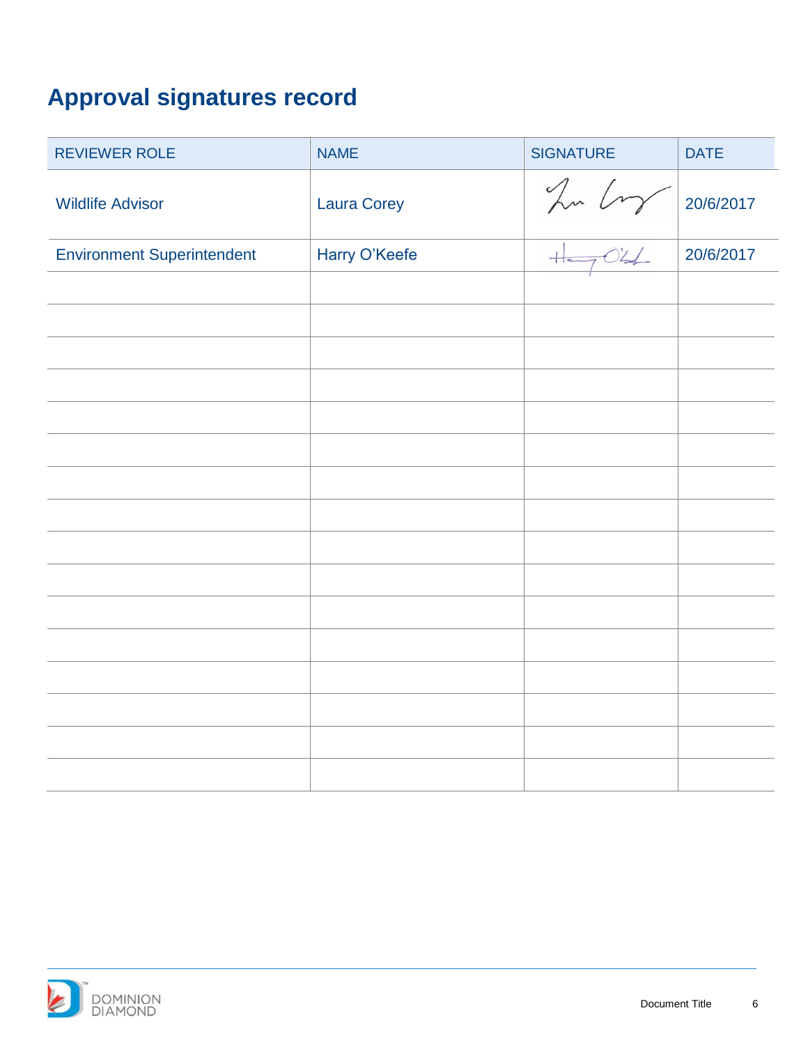# Approval signatures record

| REVIEWER ROLE | NAME | SIGNATURE | DATE |
|---|---|---|---|
| Wildlife Advisor | Laura Corey | | 20/6/2017 |
| Environment Superintendent | Harry O'Keefe | | 20/6/2017 |
| | | | |
| | | | |
| | | | |
| | | | |
| | | | |
| | | | |
| | | | |
| | | | |
| | | | |
| | | | |
| | | | |
| | | | |
| | | | |
| | | | |
| | | | |